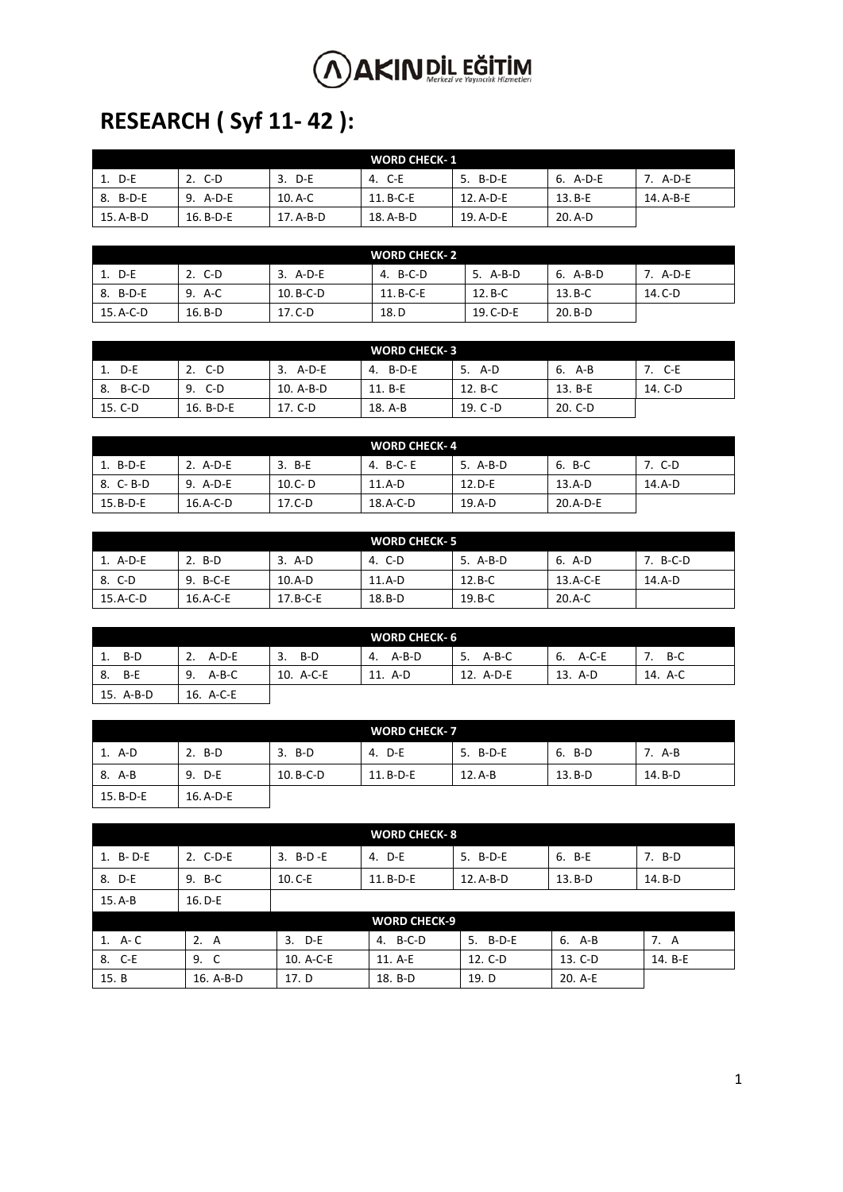# RESEARCH ( Syf 11- 42 ):

| WORD CHECK- 1 | | | | | | |
|---|---|---|---|---|---|---|
| 1. D-E | 2. C-D | 3. D-E | 4. C-E | 5. B-D-E | 6. A-D-E | 7. A-D-E |
| 8. B-D-E | 9. A-D-E | 10. A-C | 11. B-C-E | 12. A-D-E | 13. B-E | 14. A-B-E |
| 15. A-B-D | 16. B-D-E | 17. A-B-D | 18. A-B-D | 19. A-D-E | 20. A-D | |

| WORD CHECK- 2 | | | | | | |
|---|---|---|---|---|---|---|
| 1. D-E | 2. C-D | 3. A-D-E | 4. B-C-D | 5. A-B-D | 6. A-B-D | 7. A-D-E |
| 8. B-D-E | 9. A-C | 10. B-C-D | 11. B-C-E | 12. B-C | 13. B-C | 14. C-D |
| 15. A-C-D | 16. B-D | 17. C-D | 18. D | 19. C-D-E | 20. B-D | |

| WORD CHECK- 3 | | | | | | |
|---|---|---|---|---|---|---|
| 1. D-E | 2. C-D | 3. A-D-E | 4. B-D-E | 5. A-D | 6. A-B | 7. C-E |
| 8. B-C-D | 9. C-D | 10. A-B-D | 11. B-E | 12. B-C | 13. B-E | 14. C-D |
| 15. C-D | 16. B-D-E | 17. C-D | 18. A-B | 19. C -D | 20. C-D | |

| WORD CHECK- 4 | | | | | | |
|---|---|---|---|---|---|---|
| 1. B-D-E | 2. A-D-E | 3. B-E | 4. B-C- E | 5. A-B-D | 6. B-C | 7. C-D |
| 8. C- B-D | 9. A-D-E | 10. C- D | 11. A-D | 12. D-E | 13. A-D | 14. A-D |
| 15. B-D-E | 16. A-C-D | 17. C-D | 18. A-C-D | 19. A-D | 20. A-D-E | |

| WORD CHECK- 5 | | | | | | |
|---|---|---|---|---|---|---|
| 1. A-D-E | 2. B-D | 3. A-D | 4. C-D | 5. A-B-D | 6. A-D | 7. B-C-D |
| 8. C-D | 9. B-C-E | 10. A-D | 11. A-D | 12. B-C | 13. A-C-E | 14. A-D |
| 15. A-C-D | 16. A-C-E | 17. B-C-E | 18. B-D | 19. B-C | 20. A-C | |

| WORD CHECK- 6 | | | | | | |
|---|---|---|---|---|---|---|
| 1. B-D | 2. A-D-E | 3. B-D | 4. A-B-D | 5. A-B-C | 6. A-C-E | 7. B-C |
| 8. B-E | 9. A-B-C | 10. A-C-E | 11. A-D | 12. A-D-E | 13. A-D | 14. A-C |
| 15. A-B-D | 16. A-C-E | | | | | |

| WORD CHECK- 7 | | | | | | |
|---|---|---|---|---|---|---|
| 1. A-D | 2. B-D | 3. B-D | 4. D-E | 5. B-D-E | 6. B-D | 7. A-B |
| 8. A-B | 9. D-E | 10. B-C-D | 11. B-D-E | 12. A-B | 13. B-D | 14. B-D |
| 15. B-D-E | 16. A-D-E | | | | | |

| WORD CHECK- 8 | | | | | | |
|---|---|---|---|---|---|---|
| 1. B- D-E | 2. C-D-E | 3. B-D -E | 4. D-E | 5. B-D-E | 6. B-E | 7. B-D |
| 8. D-E | 9. B-C | 10. C-E | 11. B-D-E | 12. A-B-D | 13. B-D | 14. B-D |
| 15. A-B | 16. D-E | | | | | |

| WORD CHECK-9 | | | | | | |
|---|---|---|---|---|---|---|
| 1. A- C | 2. A | 3. D-E | 4. B-C-D | 5. B-D-E | 6. A-B | 7. A |
| 8. C-E | 9. C | 10. A-C-E | 11. A-E | 12. C-D | 13. C-D | 14. B-E |
| 15. B | 16. A-B-D | 17. D | 18. B-D | 19. D | 20. A-E | |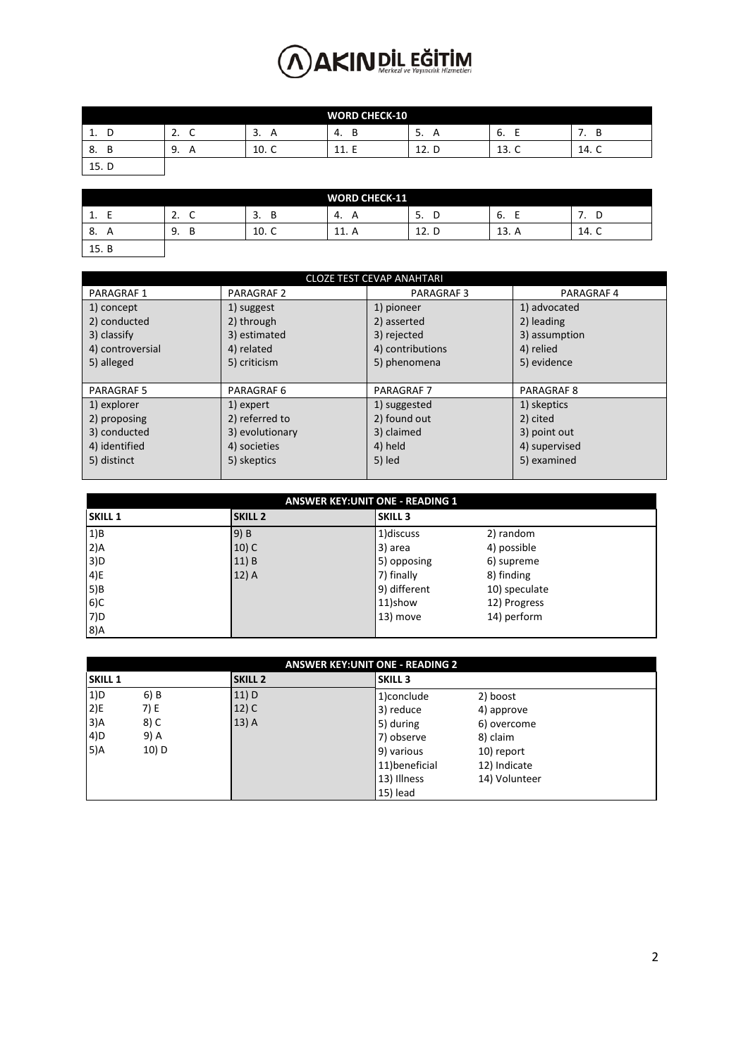| WORD CHECK-10 | | | | | | |
|---|---|---|---|---|---|---|
| 1. D | 2. C | 3. A | 4. B | 5. A | 6. E | 7. B |
| 8. B | 9. A | 10. C | 11. E | 12. D | 13. C | 14. C |
| 15. D | | | | | | |

| WORD CHECK-11 | | | | | | |
|---|---|---|---|---|---|---|
| 1. E | 2. C | 3. B | 4. A | 5. D | 6. E | 7. D |
| 8. A | 9. B | 10. C | 11. A | 12. D | 13. A | 14. C |
| 15. B | | | | | | |

| CLOZE TEST CEVAP ANAHTARI | | | |
|---|---|---|---|
| PARAGRAF 1 | PARAGRAF 2 | PARAGRAF 3 | PARAGRAF 4 |
| 1) concept<br>2) conducted<br>3) classify<br>4) controversial<br>5) alleged | 1) suggest<br>2) through<br>3) estimated<br>4) related<br>5) criticism | 1) pioneer<br>2) asserted<br>3) rejected<br>4) contributions<br>5) phenomena | 1) advocated<br>2) leading<br>3) assumption<br>4) relied<br>5) evidence |
| PARAGRAF 5 | PARAGRAF 6 | PARAGRAF 7 | PARAGRAF 8 |
| 1) explorer<br>2) proposing<br>3) conducted<br>4) identified<br>5) distinct | 1) expert<br>2) referred to<br>3) evolutionary<br>4) societies<br>5) skeptics | 1) suggested<br>2) found out<br>3) claimed<br>4) held<br>5) led | 1) skeptics<br>2) cited<br>3) point out<br>4) supervised<br>5) examined |

| ANSWER KEY:UNIT ONE - READING 1 | | | |
|---|---|---|---|
| **SKILL 1** | **SKILL 2** | **SKILL 3** | |
| 1)B | 9) B | 1)discuss | 2) random |
| 2)A | 10) C | 3) area | 4) possible |
| 3)D | 11) B | 5) opposing | 6) supreme |
| 4)E | 12) A | 7) finally | 8) finding |
| 5)B | | 9) different | 10) speculate |
| 6)C | | 11)show | 12) Progress |
| 7)D | | 13) move | 14) perform |
| 8)A | | | |

| ANSWER KEY:UNIT ONE - READING 2 | | | | |
|---|---|---|---|---|
| **SKILL 1** | | **SKILL 2** | **SKILL 3** | |
| 1)D | 6) B | 11) D | 1)conclude | 2) boost |
| 2)E | 7) E | 12) C | 3) reduce | 4) approve |
| 3)A | 8) C | 13) A | 5) during | 6) overcome |
| 4)D | 9) A | | 7) observe | 8) claim |
| 5)A | 10) D | | 9) various | 10) report |
| | | | 11)beneficial | 12) Indicate |
| | | | 13) Illness | 14) Volunteer |
| | | | 15) lead | |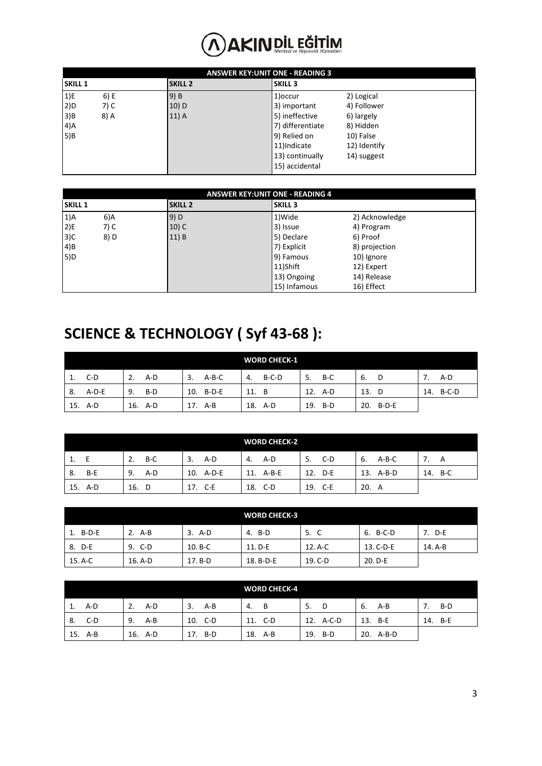| ANSWER KEY:UNIT ONE - READING 3 | | | | |
|---|---|---|---|---|
| **SKILL 1** | | **SKILL 2** | **SKILL 3** | |
| 1)E | 6) E | 9) B | 1)occur | 2) Logical |
| 2)D | 7) C | 10) D | 3) important | 4) Follower |
| 3)B | 8) A | 11) A | 5) ineffective | 6) largely |
| 4)A | | | 7) differentiate | 8) Hidden |
| 5)B | | | 9) Relied on | 10) False |
| | | | 11)Indicate | 12) Identify |
| | | | 13) continually | 14) suggest |
| | | | 15) accidental | |

| ANSWER KEY:UNIT ONE - READING 4 | | | | |
|---|---|---|---|---|
| **SKILL 1** | | **SKILL 2** | **SKILL 3** | |
| 1)A | 6)A | 9) D | 1)Wide | 2) Acknowledge |
| 2)E | 7) C | 10) C | 3) Issue | 4) Program |
| 3)C | 8) D | 11) B | 5) Declare | 6) Proof |
| 4)B | | | 7) Explicit | 8) projection |
| 5)D | | | 9) Famous | 10) Ignore |
| | | | 11)Shift | 12) Expert |
| | | | 13) Ongoing | 14) Release |
| | | | 15) Infamous | 16) Effect |

# SCIENCE & TECHNOLOGY ( Syf 43-68 ):

| WORD CHECK-1 | | | | | | |
|---|---|---|---|---|---|---|
| 1. C-D | 2. A-D | 3. A-B-C | 4. B-C-D | 5. B-C | 6. D | 7. A-D |
| 8. A-D-E | 9. B-D | 10. B-D-E | 11. B | 12. A-D | 13. D | 14. B-C-D |
| 15. A-D | 16. A-D | 17. A-B | 18. A-D | 19. B-D | 20. B-D-E | |

| WORD CHECK-2 | | | | | | |
|---|---|---|---|---|---|---|
| 1. E | 2. B-C | 3. A-D | 4. A-D | 5. C-D | 6. A-B-C | 7. A |
| 8. B-E | 9. A-D | 10. A-D-E | 11. A-B-E | 12. D-E | 13. A-B-D | 14. B-C |
| 15. A-D | 16. D | 17. C-E | 18. C-D | 19. C-E | 20. A | |

| WORD CHECK-3 | | | | | | |
|---|---|---|---|---|---|---|
| 1. B-D-E | 2. A-B | 3. A-D | 4. B-D | 5. C | 6. B-C-D | 7. D-E |
| 8. D-E | 9. C-D | 10. B-C | 11. D-E | 12. A-C | 13. C-D-E | 14. A-B |
| 15. A-C | 16. A-D | 17. B-D | 18. B-D-E | 19. C-D | 20. D-E | |

| WORD CHECK-4 | | | | | | |
|---|---|---|---|---|---|---|
| 1. A-D | 2. A-D | 3. A-B | 4. B | 5. D | 6. A-B | 7. B-D |
| 8. C-D | 9. A-B | 10. C-D | 11. C-D | 12. A-C-D | 13. B-E | 14. B-E |
| 15. A-B | 16. A-D | 17. B-D | 18. A-B | 19. B-D | 20. A-B-D | |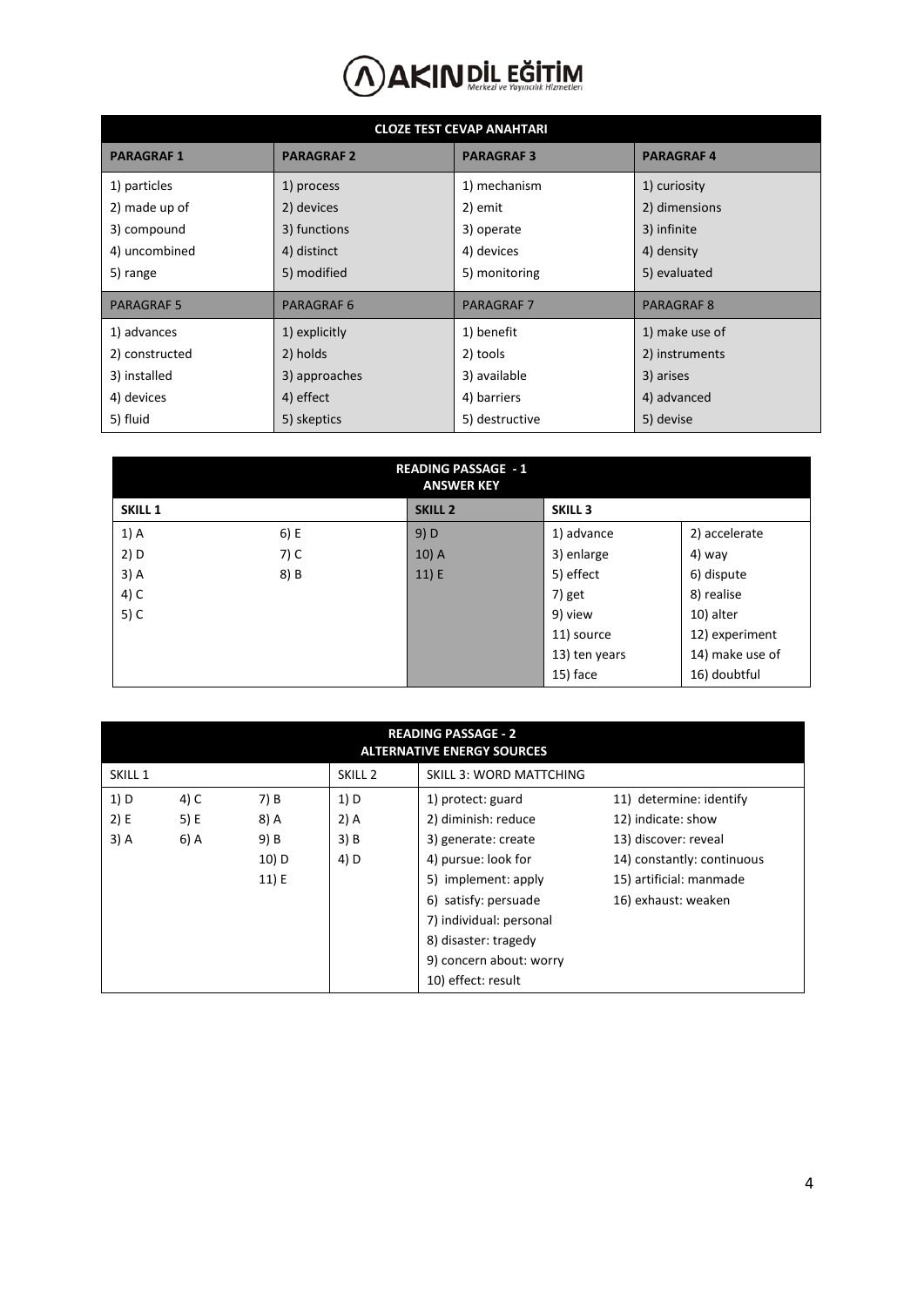## CLOZE TEST CEVAP ANAHTARI

| PARAGRAF 1 | PARAGRAF 2 | PARAGRAF 3 | PARAGRAF 4 |
|---|---|---|---|
| 1) particles | 1) process | 1) mechanism | 1) curiosity |
| 2) made up of | 2) devices | 2) emit | 2) dimensions |
| 3) compound | 3) functions | 3) operate | 3) infinite |
| 4) uncombined | 4) distinct | 4) devices | 4) density |
| 5) range | 5) modified | 5) monitoring | 5) evaluated |
| **PARAGRAF 5** | **PARAGRAF 6** | **PARAGRAF 7** | **PARAGRAF 8** |
| 1) advances | 1) explicitly | 1) benefit | 1) make use of |
| 2) constructed | 2) holds | 2) tools | 2) instruments |
| 3) installed | 3) approaches | 3) available | 3) arises |
| 4) devices | 4) effect | 4) barriers | 4) advanced |
| 5) fluid | 5) skeptics | 5) destructive | 5) devise |

## READING PASSAGE - 1 ANSWER KEY

| SKILL 1 | | SKILL 2 | SKILL 3 | |
|---|---|---|---|---|
| 1) A | 6) E | 9) D | 1) advance | 2) accelerate |
| 2) D | 7) C | 10) A | 3) enlarge | 4) way |
| 3) A | 8) B | 11) E | 5) effect | 6) dispute |
| 4) C | | | 7) get | 8) realise |
| 5) C | | | 9) view | 10) alter |
| | | | 11) source | 12) experiment |
| | | | 13) ten years | 14) make use of |
| | | | 15) face | 16) doubtful |

## READING PASSAGE - 2 ALTERNATIVE ENERGY SOURCES

| SKILL 1 | | | SKILL 2 | SKILL 3: WORD MATTCHING | |
|---|---|---|---|---|---|
| 1) D | 4) C | 7) B | 1) D | 1) protect: guard | 11) determine: identify |
| 2) E | 5) E | 8) A | 2) A | 2) diminish: reduce | 12) indicate: show |
| 3) A | 6) A | 9) B | 3) B | 3) generate: create | 13) discover: reveal |
| | | 10) D | 4) D | 4) pursue: look for | 14) constantly: continuous |
| | | 11) E | | 5) implement: apply | 15) artificial: manmade |
| | | | | 6) satisfy: persuade | 16) exhaust: weaken |
| | | | | 7) individual: personal | |
| | | | | 8) disaster: tragedy | |
| | | | | 9) concern about: worry | |
| | | | | 10) effect: result | |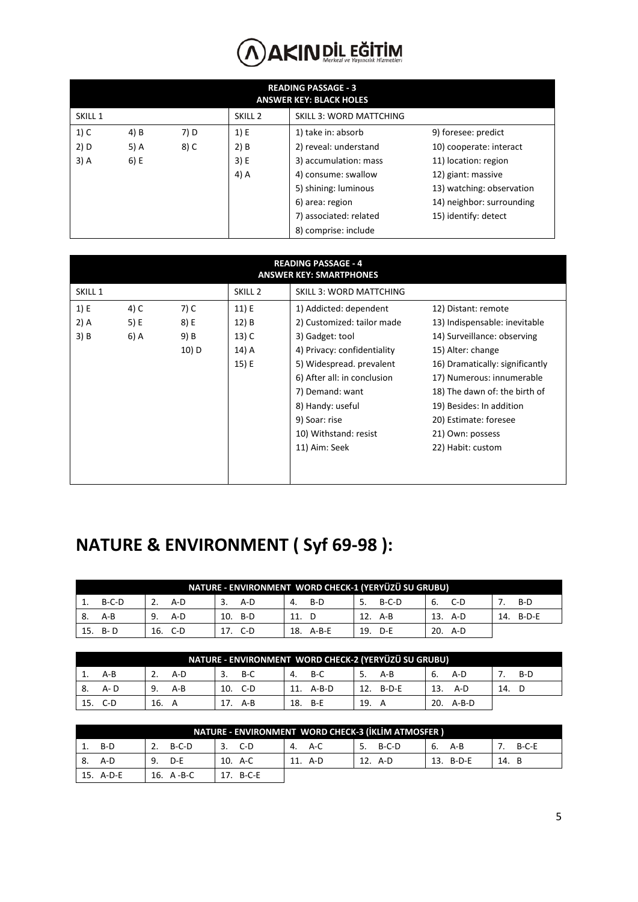| READING PASSAGE - 3<br>ANSWER KEY: BLACK HOLES | | | | | |
|---|---|---|---|---|---|
| SKILL 1 | | | SKILL 2 | SKILL 3: WORD MATTCHING | |
| 1) C | 4) B | 7) D | 1) E | 1) take in: absorb | 9) foresee: predict |
| 2) D | 5) A | 8) C | 2) B | 2) reveal: understand | 10) cooperate: interact |
| 3) A | 6) E | | 3) E | 3) accumulation: mass | 11) location: region |
| | | | 4) A | 4) consume: swallow | 12) giant: massive |
| | | | | 5) shining: luminous | 13) watching: observation |
| | | | | 6) area: region | 14) neighbor: surrounding |
| | | | | 7) associated: related | 15) identify: detect |
| | | | | 8) comprise: include | |

| READING PASSAGE - 4<br>ANSWER KEY: SMARTPHONES | | | | | |
|---|---|---|---|---|---|
| SKILL 1 | | | SKILL 2 | SKILL 3: WORD MATTCHING | |
| 1) E | 4) C | 7) C | 11) E | 1) Addicted: dependent | 12) Distant: remote |
| 2) A | 5) E | 8) E | 12) B | 2) Customized: tailor made | 13) Indispensable: inevitable |
| 3) B | 6) A | 9) B | 13) C | 3) Gadget: tool | 14) Surveillance: observing |
| | | 10) D | 14) A | 4) Privacy: confidentiality | 15) Alter: change |
| | | | 15) E | 5) Widespread. prevalent | 16) Dramatically: significantly |
| | | | | 6) After all: in conclusion | 17) Numerous: innumerable |
| | | | | 7) Demand: want | 18) The dawn of: the birth of |
| | | | | 8) Handy: useful | 19) Besides: In addition |
| | | | | 9) Soar: rise | 20) Estimate: foresee |
| | | | | 10) Withstand: resist | 21) Own: possess |
| | | | | 11) Aim: Seek | 22) Habit: custom |

# NATURE & ENVIRONMENT ( Syf 69-98 ):

| NATURE - ENVIRONMENT WORD CHECK-1 (YERYÜZÜ SU GRUBU) | | | | | | |
|---|---|---|---|---|---|---|
| 1. B-C-D | 2. A-D | 3. A-D | 4. B-D | 5. B-C-D | 6. C-D | 7. B-D |
| 8. A-B | 9. A-D | 10. B-D | 11. D | 12. A-B | 13. A-D | 14. B-D-E |
| 15. B- D | 16. C-D | 17. C-D | 18. A-B-E | 19. D-E | 20. A-D | |

| NATURE - ENVIRONMENT WORD CHECK-2 (YERYÜZÜ SU GRUBU) | | | | | | |
|---|---|---|---|---|---|---|
| 1. A-B | 2. A-D | 3. B-C | 4. B-C | 5. A-B | 6. A-D | 7. B-D |
| 8. A- D | 9. A-B | 10. C-D | 11. A-B-D | 12. B-D-E | 13. A-D | 14. D |
| 15. C-D | 16. A | 17. A-B | 18. B-E | 19. A | 20. A-B-D | |

| NATURE - ENVIRONMENT WORD CHECK-3 (İKLİM ATMOSFER ) | | | | | | |
|---|---|---|---|---|---|---|
| 1. B-D | 2. B-C-D | 3. C-D | 4. A-C | 5. B-C-D | 6. A-B | 7. B-C-E |
| 8. A-D | 9. D-E | 10. A-C | 11. A-D | 12. A-D | 13. B-D-E | 14. B |
| 15. A-D-E | 16. A -B-C | 17. B-C-E | | | | |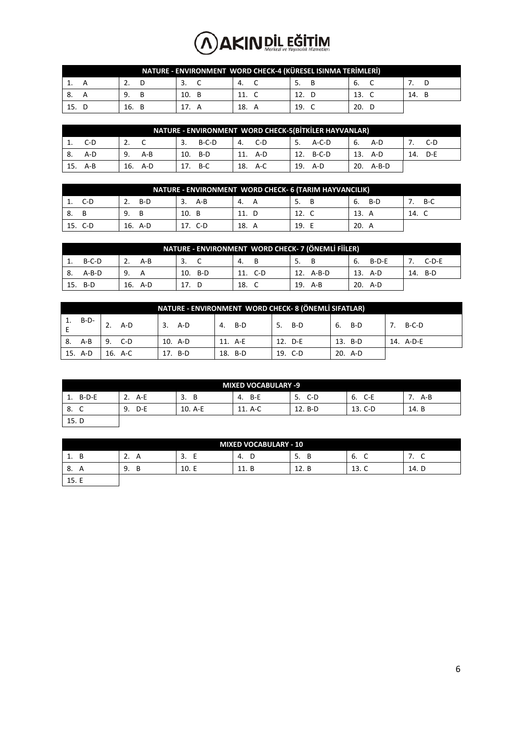| NATURE - ENVIRONMENT WORD CHECK-4 (KÜRESEL ISINMA TERİMLERİ) | | | | | | |
|---|---|---|---|---|---|---|
| 1. A | 2. D | 3. C | 4. C | 5. B | 6. C | 7. D |
| 8. A | 9. B | 10. B | 11. C | 12. D | 13. C | 14. B |
| 15. D | 16. B | 17. A | 18. A | 19. C | 20. D | |

| NATURE - ENVIRONMENT WORD CHECK-5(BİTKİLER HAYVANLAR) | | | | | | |
|---|---|---|---|---|---|---|
| 1. C-D | 2. C | 3. B-C-D | 4. C-D | 5. A-C-D | 6. A-D | 7. C-D |
| 8. A-D | 9. A-B | 10. B-D | 11. A-D | 12. B-C-D | 13. A-D | 14. D-E |
| 15. A-B | 16. A-D | 17. B-C | 18. A-C | 19. A-D | 20. A-B-D | |

| NATURE - ENVIRONMENT WORD CHECK- 6 (TARIM HAYVANCILIK) | | | | | | |
|---|---|---|---|---|---|---|
| 1. C-D | 2. B-D | 3. A-B | 4. A | 5. B | 6. B-D | 7. B-C |
| 8. B | 9. B | 10. B | 11. D | 12. C | 13. A | 14. C |
| 15. C-D | 16. A-D | 17. C-D | 18. A | 19. E | 20. A | |

| NATURE - ENVIRONMENT WORD CHECK- 7 (ÖNEMLİ FİİLER) | | | | | | |
|---|---|---|---|---|---|---|
| 1. B-C-D | 2. A-B | 3. C | 4. B | 5. B | 6. B-D-E | 7. C-D-E |
| 8. A-B-D | 9. A | 10. B-D | 11. C-D | 12. A-B-D | 13. A-D | 14. B-D |
| 15. B-D | 16. A-D | 17. D | 18. C | 19. A-B | 20. A-D | |

| NATURE - ENVIRONMENT WORD CHECK- 8 (ÖNEMLİ SIFATLAR) | | | | | | |
|---|---|---|---|---|---|---|
| 1. B-D-E | 2. A-D | 3. A-D | 4. B-D | 5. B-D | 6. B-D | 7. B-C-D |
| 8. A-B | 9. C-D | 10. A-D | 11. A-E | 12. D-E | 13. B-D | 14. A-D-E |
| 15. A-D | 16. A-C | 17. B-D | 18. B-D | 19. C-D | 20. A-D | |

| MIXED VOCABULARY -9 | | | | | | |
|---|---|---|---|---|---|---|
| 1. B-D-E | 2. A-E | 3. B | 4. B-E | 5. C-D | 6. C-E | 7. A-B |
| 8. C | 9. D-E | 10. A-E | 11. A-C | 12. B-D | 13. C-D | 14. B |
| 15. D | | | | | | |

| MIXED VOCABULARY - 10 | | | | | | |
|---|---|---|---|---|---|---|
| 1. B | 2. A | 3. E | 4. D | 5. B | 6. C | 7. C |
| 8. A | 9. B | 10. E | 11. B | 12. B | 13. C | 14. D |
| 15. E | | | | | | |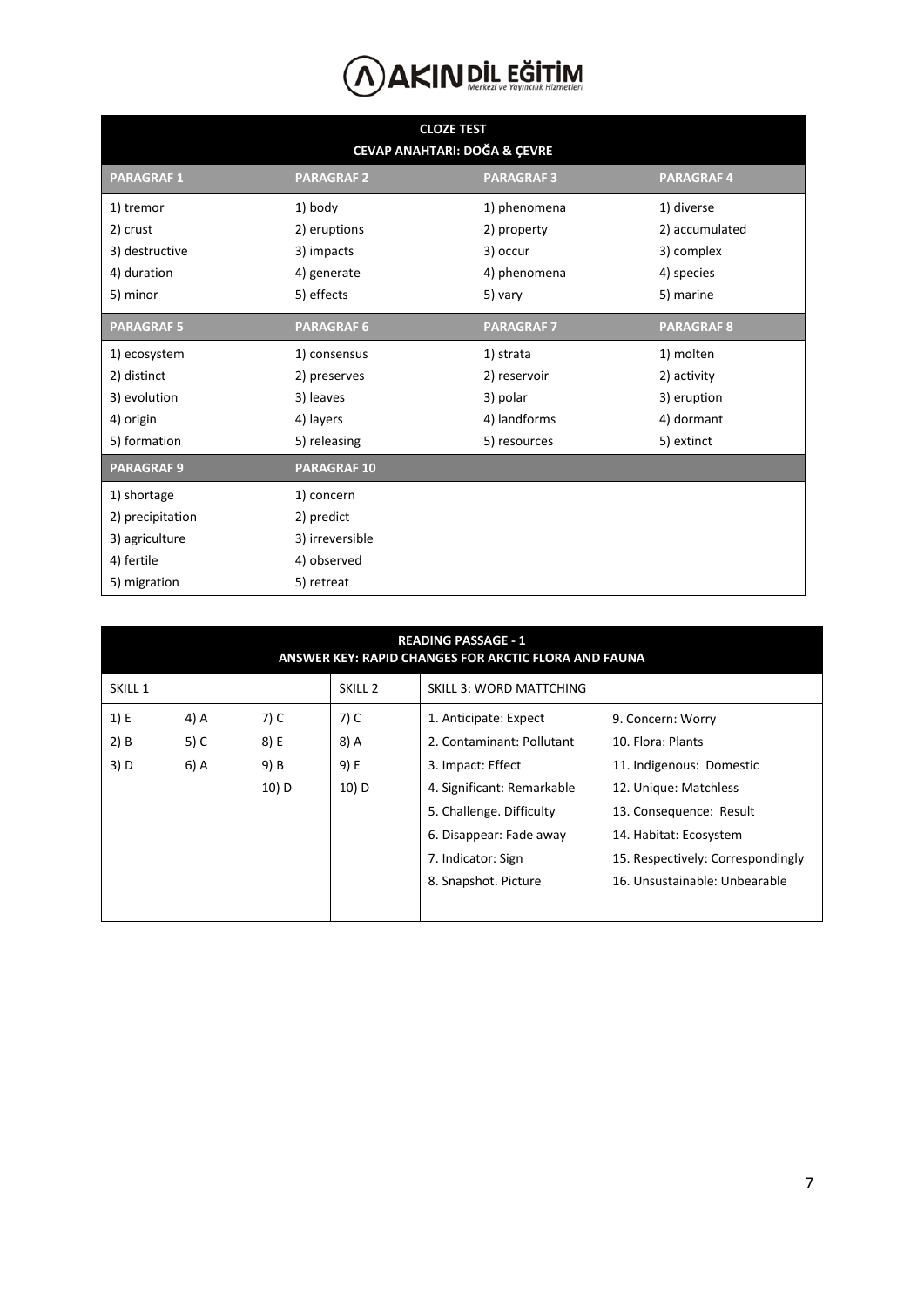# AKIN DİL EĞİTİM

## CLOZE TEST
## CEVAP ANAHTARI: DOĞA & ÇEVRE

| PARAGRAF 1 | PARAGRAF 2 | PARAGRAF 3 | PARAGRAF 4 |
|---|---|---|---|
| 1) tremor<br>2) crust<br>3) destructive<br>4) duration<br>5) minor | 1) body<br>2) eruptions<br>3) impacts<br>4) generate<br>5) effects | 1) phenomena<br>2) property<br>3) occur<br>4) phenomena<br>5) vary | 1) diverse<br>2) accumulated<br>3) complex<br>4) species<br>5) marine |
| **PARAGRAF 5** | **PARAGRAF 6** | **PARAGRAF 7** | **PARAGRAF 8** |
| 1) ecosystem<br>2) distinct<br>3) evolution<br>4) origin<br>5) formation | 1) consensus<br>2) preserves<br>3) leaves<br>4) layers<br>5) releasing | 1) strata<br>2) reservoir<br>3) polar<br>4) landforms<br>5) resources | 1) molten<br>2) activity<br>3) eruption<br>4) dormant<br>5) extinct |
| **PARAGRAF 9** | **PARAGRAF 10** | | |
| 1) shortage<br>2) precipitation<br>3) agriculture<br>4) fertile<br>5) migration | 1) concern<br>2) predict<br>3) irreversible<br>4) observed<br>5) retreat | | |

## READING PASSAGE - 1
## ANSWER KEY: RAPID CHANGES FOR ARCTIC FLORA AND FAUNA

| SKILL 1 | | | SKILL 2 | SKILL 3: WORD MATTCHING | |
|---|---|---|---|---|---|
| 1) E | 4) A | 7) C | 7) C | 1. Anticipate: Expect | 9. Concern: Worry |
| 2) B | 5) C | 8) E | 8) A | 2. Contaminant: Pollutant | 10. Flora: Plants |
| 3) D | 6) A | 9) B | 9) E | 3. Impact: Effect | 11. Indigenous: Domestic |
| | | 10) D | 10) D | 4. Significant: Remarkable | 12. Unique: Matchless |
| | | | | 5. Challenge. Difficulty | 13. Consequence: Result |
| | | | | 6. Disappear: Fade away | 14. Habitat: Ecosystem |
| | | | | 7. Indicator: Sign | 15. Respectively: Correspondingly |
| | | | | 8. Snapshot. Picture | 16. Unsustainable: Unbearable |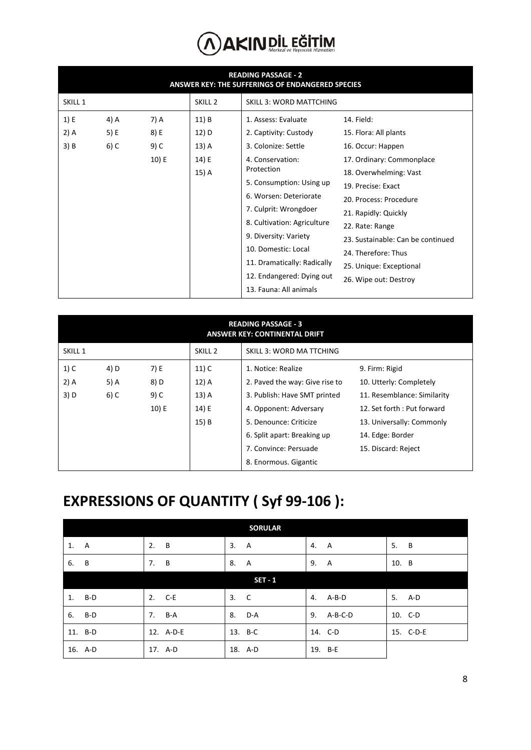| READING PASSAGE - 2<br>ANSWER KEY: THE SUFFERINGS OF ENDANGERED SPECIES | | | | | |
|---|---|---|---|---|---|
| SKILL 1 | | | SKILL 2 | SKILL 3: WORD MATTCHING | |
| 1) E | 4) A | 7) A | 11) B | 1. Assess: Evaluate | 14. Field: |
| 2) A | 5) E | 8) E | 12) D | 2. Captivity: Custody | 15. Flora: All plants |
| 3) B | 6) C | 9) C | 13) A | 3. Colonize: Settle | 16. Occur: Happen |
| | | 10) E | 14) E | 4. Conservation: Protection | 17. Ordinary: Commonplace |
| | | | 15) A | 5. Consumption: Using up | 18. Overwhelming: Vast |
| | | | | 6. Worsen: Deteriorate | 19. Precise: Exact |
| | | | | 7. Culprit: Wrongdoer | 20. Process: Procedure |
| | | | | 8. Cultivation: Agriculture | 21. Rapidly: Quickly |
| | | | | 9. Diversity: Variety | 22. Rate: Range |
| | | | | 10. Domestic: Local | 23. Sustainable: Can be continued |
| | | | | 11. Dramatically: Radically | 24. Therefore: Thus |
| | | | | 12. Endangered: Dying out | 25. Unique: Exceptional |
| | | | | 13. Fauna: All animals | 26. Wipe out: Destroy |

| READING PASSAGE - 3<br>ANSWER KEY: CONTINENTAL DRIFT | | | | | |
|---|---|---|---|---|---|
| SKILL 1 | | | SKILL 2 | SKILL 3: WORD MA TTCHING | |
| 1) C | 4) D | 7) E | 11) C | 1. Notice: Realize | 9. Firm: Rigid |
| 2) A | 5) A | 8) D | 12) A | 2. Paved the way: Give rise to | 10. Utterly: Completely |
| 3) D | 6) C | 9) C | 13) A | 3. Publish: Have SMT printed | 11. Resemblance: Similarity |
| | | 10) E | 14) E | 4. Opponent: Adversary | 12. Set forth : Put forward |
| | | | 15) B | 5. Denounce: Criticize | 13. Universally: Commonly |
| | | | | 6. Split apart: Breaking up | 14. Edge: Border |
| | | | | 7. Convince: Persuade | 15. Discard: Reject |
| | | | | 8. Enormous. Gigantic | |

# EXPRESSIONS OF QUANTITY ( Syf 99-106 ):

| SORULAR | | | | |
|---|---|---|---|---|
| 1. A | 2. B | 3. A | 4. A | 5. B |
| 6. B | 7. B | 8. A | 9. A | 10. B |
| **SET - 1** | | | | |
| 1. B-D | 2. C-E | 3. C | 4. A-B-D | 5. A-D |
| 6. B-D | 7. B-A | 8. D-A | 9. A-B-C-D | 10. C-D |
| 11. B-D | 12. A-D-E | 13. B-C | 14. C-D | 15. C-D-E |
| 16. A-D | 17. A-D | 18. A-D | 19. B-E | |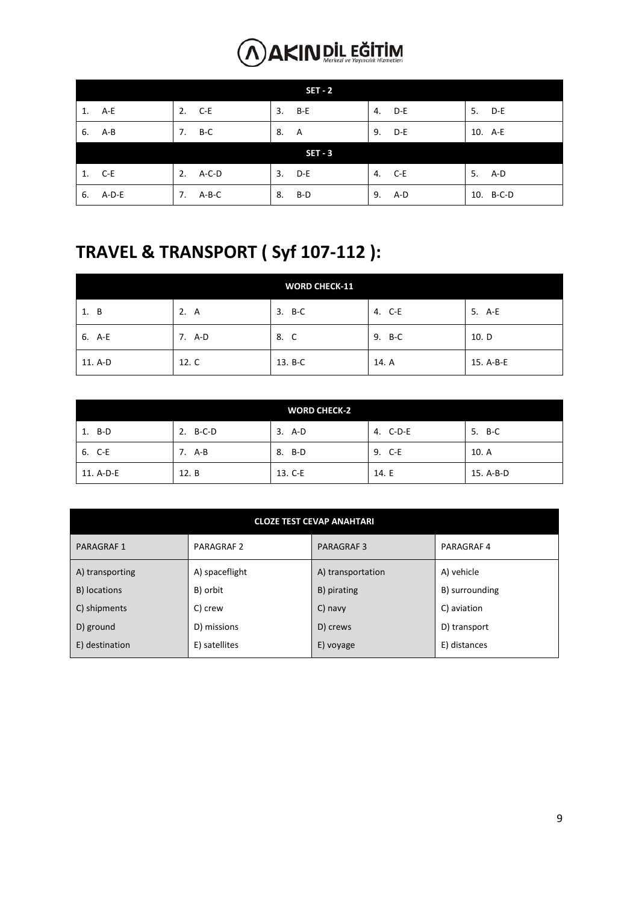| SET - 2 | | | | |
|---|---|---|---|---|
| 1. A-E | 2. C-E | 3. B-E | 4. D-E | 5. D-E |
| 6. A-B | 7. B-C | 8. A | 9. D-E | 10. A-E |
| **SET - 3** | | | | |
| 1. C-E | 2. A-C-D | 3. D-E | 4. C-E | 5. A-D |
| 6. A-D-E | 7. A-B-C | 8. B-D | 9. A-D | 10. B-C-D |

# TRAVEL & TRANSPORT ( Syf 107-112 ):

| WORD CHECK-11 | | | | |
|---|---|---|---|---|
| 1. B | 2. A | 3. B-C | 4. C-E | 5. A-E |
| 6. A-E | 7. A-D | 8. C | 9. B-C | 10. D |
| 11. A-D | 12. C | 13. B-C | 14. A | 15. A-B-E |

| WORD CHECK-2 | | | | |
|---|---|---|---|---|
| 1. B-D | 2. B-C-D | 3. A-D | 4. C-D-E | 5. B-C |
| 6. C-E | 7. A-B | 8. B-D | 9. C-E | 10. A |
| 11. A-D-E | 12. B | 13. C-E | 14. E | 15. A-B-D |

| CLOZE TEST CEVAP ANAHTARI | | | |
|---|---|---|---|
| PARAGRAF 1 | PARAGRAF 2 | PARAGRAF 3 | PARAGRAF 4 |
| A) transporting<br>B) locations<br>C) shipments<br>D) ground<br>E) destination | A) spaceflight<br>B) orbit<br>C) crew<br>D) missions<br>E) satellites | A) transportation<br>B) pirating<br>C) navy<br>D) crews<br>E) voyage | A) vehicle<br>B) surrounding<br>C) aviation<br>D) transport<br>E) distances |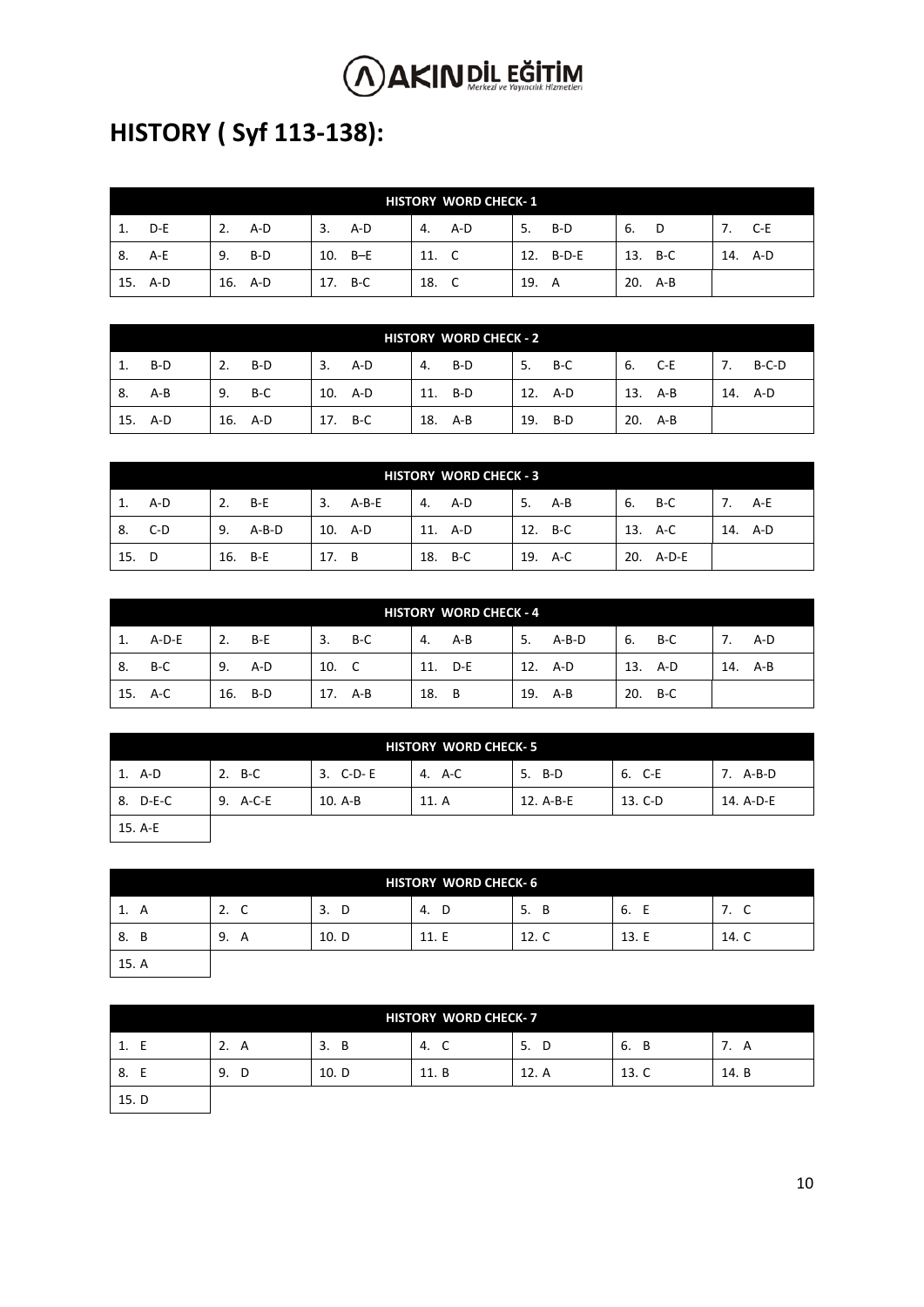# HISTORY ( Syf 113-138):

| HISTORY WORD CHECK- 1 | | | | | | |
|---|---|---|---|---|---|---|
| 1. D-E | 2. A-D | 3. A-D | 4. A-D | 5. B-D | 6. D | 7. C-E |
| 8. A-E | 9. B-D | 10. B–E | 11. C | 12. B-D-E | 13. B-C | 14. A-D |
| 15. A-D | 16. A-D | 17. B-C | 18. C | 19. A | 20. A-B | |

| HISTORY WORD CHECK - 2 | | | | | | |
|---|---|---|---|---|---|---|
| 1. B-D | 2. B-D | 3. A-D | 4. B-D | 5. B-C | 6. C-E | 7. B-C-D |
| 8. A-B | 9. B-C | 10. A-D | 11. B-D | 12. A-D | 13. A-B | 14. A-D |
| 15. A-D | 16. A-D | 17. B-C | 18. A-B | 19. B-D | 20. A-B | |

| HISTORY WORD CHECK - 3 | | | | | | |
|---|---|---|---|---|---|---|
| 1. A-D | 2. B-E | 3. A-B-E | 4. A-D | 5. A-B | 6. B-C | 7. A-E |
| 8. C-D | 9. A-B-D | 10. A-D | 11. A-D | 12. B-C | 13. A-C | 14. A-D |
| 15. D | 16. B-E | 17. B | 18. B-C | 19. A-C | 20. A-D-E | |

| HISTORY WORD CHECK - 4 | | | | | | |
|---|---|---|---|---|---|---|
| 1. A-D-E | 2. B-E | 3. B-C | 4. A-B | 5. A-B-D | 6. B-C | 7. A-D |
| 8. B-C | 9. A-D | 10. C | 11. D-E | 12. A-D | 13. A-D | 14. A-B |
| 15. A-C | 16. B-D | 17. A-B | 18. B | 19. A-B | 20. B-C | |

| HISTORY WORD CHECK- 5 | | | | | | |
|---|---|---|---|---|---|---|
| 1. A-D | 2. B-C | 3. C-D- E | 4. A-C | 5. B-D | 6. C-E | 7. A-B-D |
| 8. D-E-C | 9. A-C-E | 10. A-B | 11. A | 12. A-B-E | 13. C-D | 14. A-D-E |
| 15. A-E | | | | | | |

| HISTORY WORD CHECK- 6 | | | | | | |
|---|---|---|---|---|---|---|
| 1. A | 2. C | 3. D | 4. D | 5. B | 6. E | 7. C |
| 8. B | 9. A | 10. D | 11. E | 12. C | 13. E | 14. C |
| 15. A | | | | | | |

| HISTORY WORD CHECK- 7 | | | | | | |
|---|---|---|---|---|---|---|
| 1. E | 2. A | 3. B | 4. C | 5. D | 6. B | 7. A |
| 8. E | 9. D | 10. D | 11. B | 12. A | 13. C | 14. B |
| 15. D | | | | | | |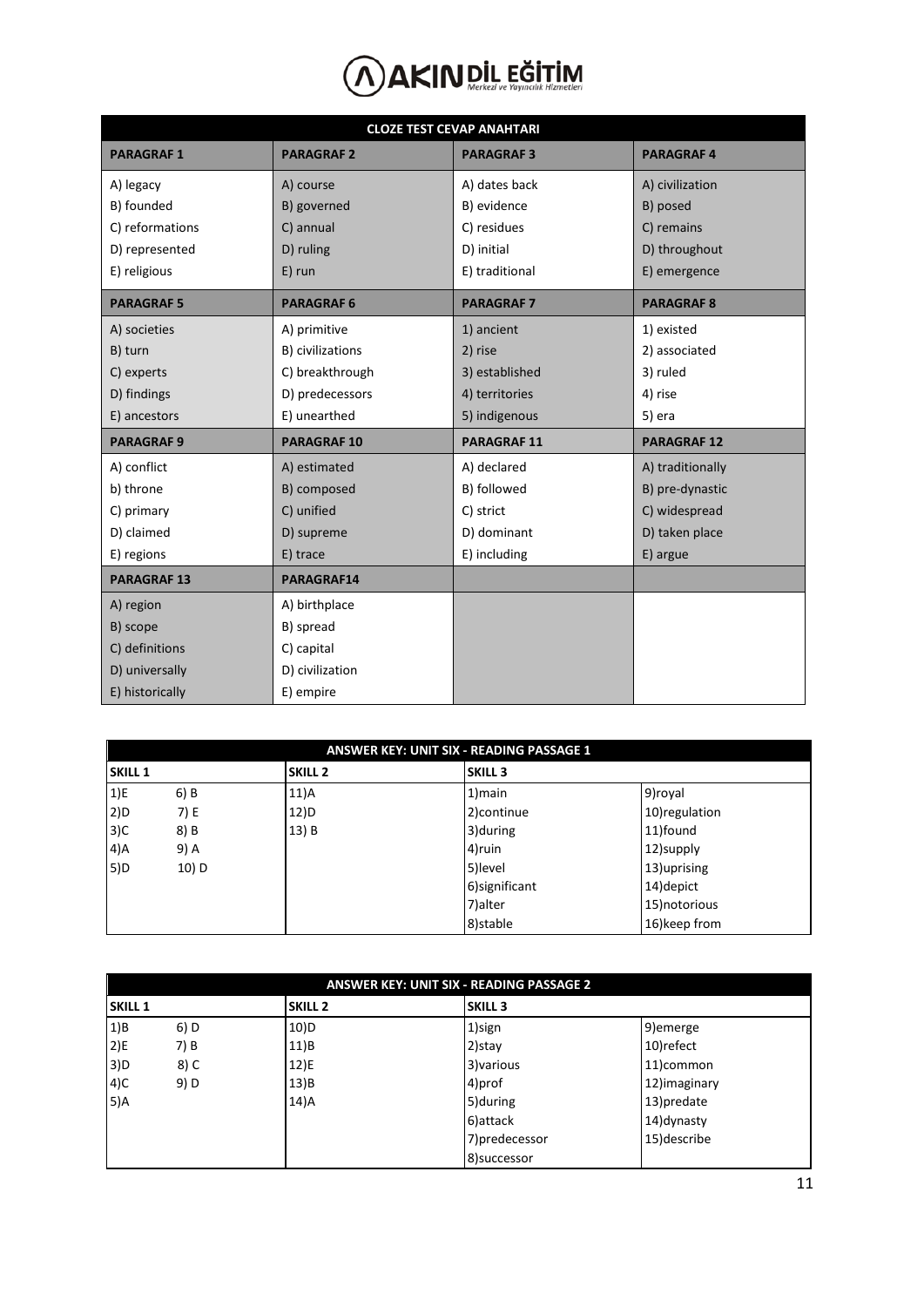# AKIN DİL EĞİTİM

*Merkezi ve Yayıncılık Hizmetleri*

| CLOZE TEST CEVAP ANAHTARI | | | |
|---|---|---|---|
| **PARAGRAF 1** | **PARAGRAF 2** | **PARAGRAF 3** | **PARAGRAF 4** |
| A) legacy<br>B) founded<br>C) reformations<br>D) represented<br>E) religious | A) course<br>B) governed<br>C) annual<br>D) ruling<br>E) run | A) dates back<br>B) evidence<br>C) residues<br>D) initial<br>E) traditional | A) civilization<br>B) posed<br>C) remains<br>D) throughout<br>E) emergence |
| **PARAGRAF 5** | **PARAGRAF 6** | **PARAGRAF 7** | **PARAGRAF 8** |
| A) societies<br>B) turn<br>C) experts<br>D) findings<br>E) ancestors | A) primitive<br>B) civilizations<br>C) breakthrough<br>D) predecessors<br>E) unearthed | 1) ancient<br>2) rise<br>3) established<br>4) territories<br>5) indigenous | 1) existed<br>2) associated<br>3) ruled<br>4) rise<br>5) era |
| **PARAGRAF 9** | **PARAGRAF 10** | **PARAGRAF 11** | **PARAGRAF 12** |
| A) conflict<br>b) throne<br>C) primary<br>D) claimed<br>E) regions | A) estimated<br>B) composed<br>C) unified<br>D) supreme<br>E) trace | A) declared<br>B) followed<br>C) strict<br>D) dominant<br>E) including | A) traditionally<br>B) pre-dynastic<br>C) widespread<br>D) taken place<br>E) argue |
| **PARAGRAF 13** | **PARAGRAF14** | | |
| A) region<br>B) scope<br>C) definitions<br>D) universally<br>E) historically | A) birthplace<br>B) spread<br>C) capital<br>D) civilization<br>E) empire | | |

| ANSWER KEY: UNIT SIX - READING PASSAGE 1 | | | | |
|---|---|---|---|---|
| **SKILL 1** | | **SKILL 2** | **SKILL 3** | |
| 1)E | 6) B | 11)A | 1)main | 9)royal |
| 2)D | 7) E | 12)D | 2)continue | 10)regulation |
| 3)C | 8) B | 13) B | 3)during | 11)found |
| 4)A | 9) A | | 4)ruin | 12)supply |
| 5)D | 10) D | | 5)level | 13)uprising |
| | | | 6)significant | 14)depict |
| | | | 7)alter | 15)notorious |
| | | | 8)stable | 16)keep from |

| ANSWER KEY: UNIT SIX - READING PASSAGE 2 | | | | |
|---|---|---|---|---|
| **SKILL 1** | | **SKILL 2** | **SKILL 3** | |
| 1)B | 6) D | 10)D | 1)sign | 9)emerge |
| 2)E | 7) B | 11)B | 2)stay | 10)refect |
| 3)D | 8) C | 12)E | 3)various | 11)common |
| 4)C | 9) D | 13)B | 4)prof | 12)imaginary |
| 5)A | | 14)A | 5)during | 13)predate |
| | | | 6)attack | 14)dynasty |
| | | | 7)predecessor | 15)describe |
| | | | 8)successor | |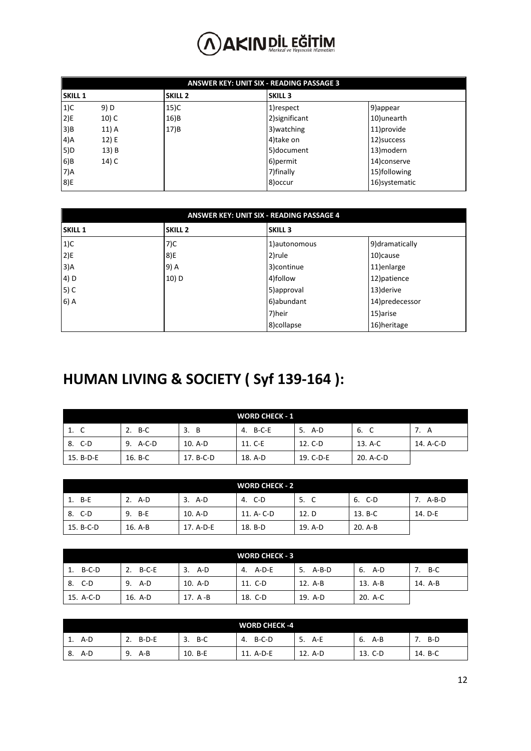| ANSWER KEY: UNIT SIX - READING PASSAGE 3 | | | | |
|---|---|---|---|---|
| **SKILL 1** | | **SKILL 2** | **SKILL 3** | |
| 1)C | 9) D | 15)C | 1)respect | 9)appear |
| 2)E | 10) C | 16)B | 2)significant | 10)unearth |
| 3)B | 11) A | 17)B | 3)watching | 11)provide |
| 4)A | 12) E | | 4)take on | 12)success |
| 5)D | 13) B | | 5)document | 13)modern |
| 6)B | 14) C | | 6)permit | 14)conserve |
| 7)A | | | 7)finally | 15)following |
| 8)E | | | 8)occur | 16)systematic |

| ANSWER KEY: UNIT SIX - READING PASSAGE 4 | | | |
|---|---|---|---|
| **SKILL 1** | **SKILL 2** | **SKILL 3** | |
| 1)C | 7)C | 1)autonomous | 9)dramatically |
| 2)E | 8)E | 2)rule | 10)cause |
| 3)A | 9) A | 3)continue | 11)enlarge |
| 4) D | 10) D | 4)follow | 12)patience |
| 5) C | | 5)approval | 13)derive |
| 6) A | | 6)abundant | 14)predecessor |
| | | 7)heir | 15)arise |
| | | 8)collapse | 16)heritage |

# HUMAN LIVING & SOCIETY ( Syf 139-164 ):

| WORD CHECK - 1 | | | | | | |
|---|---|---|---|---|---|---|
| 1. C | 2. B-C | 3. B | 4. B-C-E | 5. A-D | 6. C | 7. A |
| 8. C-D | 9. A-C-D | 10. A-D | 11. C-E | 12. C-D | 13. A-C | 14. A-C-D |
| 15. B-D-E | 16. B-C | 17. B-C-D | 18. A-D | 19. C-D-E | 20. A-C-D | |

| WORD CHECK - 2 | | | | | | |
|---|---|---|---|---|---|---|
| 1. B-E | 2. A-D | 3. A-D | 4. C-D | 5. C | 6. C-D | 7. A-B-D |
| 8. C-D | 9. B-E | 10. A-D | 11. A- C-D | 12. D | 13. B-C | 14. D-E |
| 15. B-C-D | 16. A-B | 17. A-D-E | 18. B-D | 19. A-D | 20. A-B | |

| WORD CHECK - 3 | | | | | | |
|---|---|---|---|---|---|---|
| 1. B-C-D | 2. B-C-E | 3. A-D | 4. A-D-E | 5. A-B-D | 6. A-D | 7. B-C |
| 8. C-D | 9. A-D | 10. A-D | 11. C-D | 12. A-B | 13. A-B | 14. A-B |
| 15. A-C-D | 16. A-D | 17. A -B | 18. C-D | 19. A-D | 20. A-C | |

| WORD CHECK -4 | | | | | | |
|---|---|---|---|---|---|---|
| 1. A-D | 2. B-D-E | 3. B-C | 4. B-C-D | 5. A-E | 6. A-B | 7. B-D |
| 8. A-D | 9. A-B | 10. B-E | 11. A-D-E | 12. A-D | 13. C-D | 14. B-C |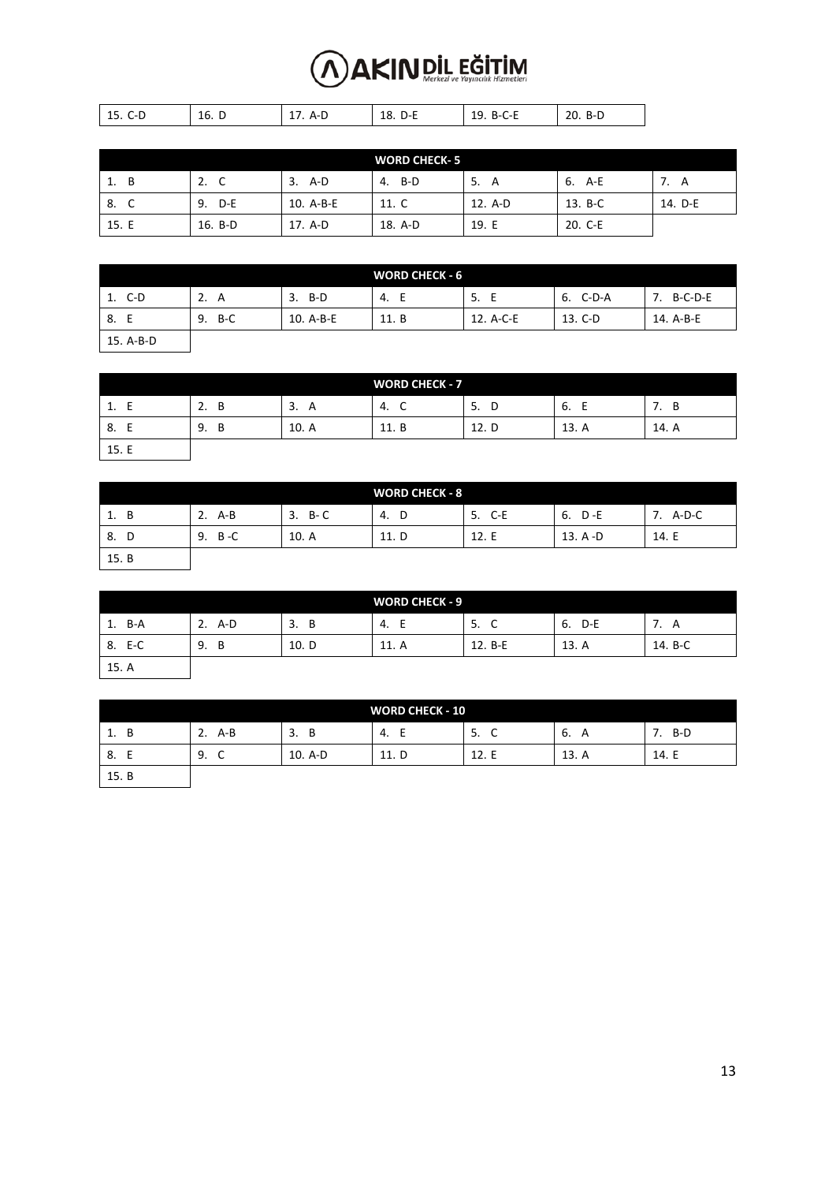| 15. C-D | 16. D | 17. A-D | 18. D-E | 19. B-C-E | 20. B-D |
|---|---|---|---|---|---|

| WORD CHECK- 5 | | | | | | |
|---|---|---|---|---|---|---|
| 1. B | 2. C | 3. A-D | 4. B-D | 5. A | 6. A-E | 7. A |
| 8. C | 9. D-E | 10. A-B-E | 11. C | 12. A-D | 13. B-C | 14. D-E |
| 15. E | 16. B-D | 17. A-D | 18. A-D | 19. E | 20. C-E | |

| WORD CHECK - 6 | | | | | | |
|---|---|---|---|---|---|---|
| 1. C-D | 2. A | 3. B-D | 4. E | 5. E | 6. C-D-A | 7. B-C-D-E |
| 8. E | 9. B-C | 10. A-B-E | 11. B | 12. A-C-E | 13. C-D | 14. A-B-E |
| 15. A-B-D | | | | | | |

| WORD CHECK - 7 | | | | | | |
|---|---|---|---|---|---|---|
| 1. E | 2. B | 3. A | 4. C | 5. D | 6. E | 7. B |
| 8. E | 9. B | 10. A | 11. B | 12. D | 13. A | 14. A |
| 15. E | | | | | | |

| WORD CHECK - 8 | | | | | | |
|---|---|---|---|---|---|---|
| 1. B | 2. A-B | 3. B- C | 4. D | 5. C-E | 6. D -E | 7. A-D-C |
| 8. D | 9. B -C | 10. A | 11. D | 12. E | 13. A -D | 14. E |
| 15. B | | | | | | |

| WORD CHECK - 9 | | | | | | |
|---|---|---|---|---|---|---|
| 1. B-A | 2. A-D | 3. B | 4. E | 5. C | 6. D-E | 7. A |
| 8. E-C | 9. B | 10. D | 11. A | 12. B-E | 13. A | 14. B-C |
| 15. A | | | | | | |

| WORD CHECK - 10 | | | | | | |
|---|---|---|---|---|---|---|
| 1. B | 2. A-B | 3. B | 4. E | 5. C | 6. A | 7. B-D |
| 8. E | 9. C | 10. A-D | 11. D | 12. E | 13. A | 14. E |
| 15. B | | | | | | |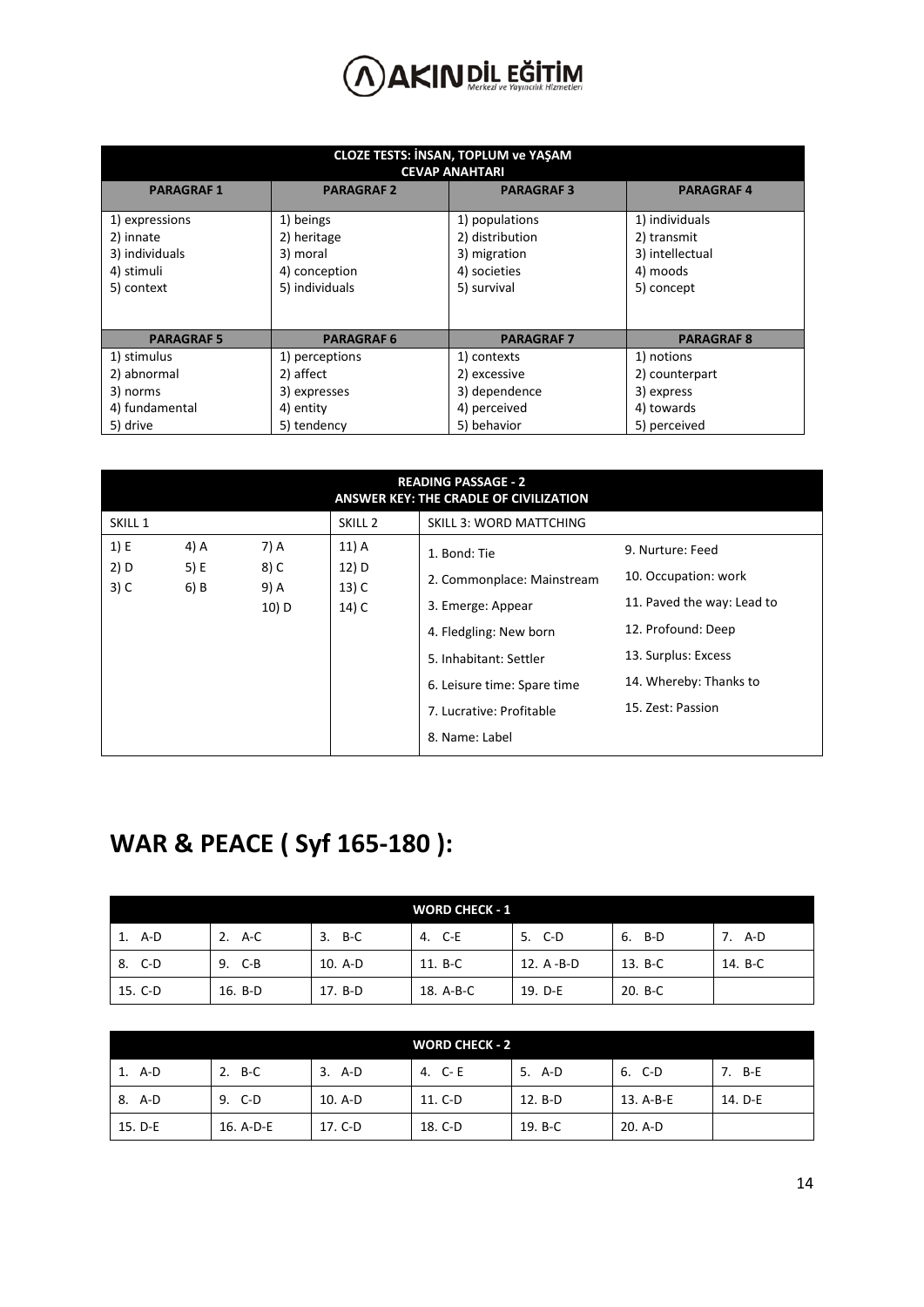| CLOZE TESTS: İNSAN, TOPLUM ve YAŞAM<br>CEVAP ANAHTARI | | | |
|---|---|---|---|
| **PARAGRAF 1** | **PARAGRAF 2** | **PARAGRAF 3** | **PARAGRAF 4** |
| 1) expressions<br>2) innate<br>3) individuals<br>4) stimuli<br>5) context | 1) beings<br>2) heritage<br>3) moral<br>4) conception<br>5) individuals | 1) populations<br>2) distribution<br>3) migration<br>4) societies<br>5) survival | 1) individuals<br>2) transmit<br>3) intellectual<br>4) moods<br>5) concept |
| **PARAGRAF 5** | **PARAGRAF 6** | **PARAGRAF 7** | **PARAGRAF 8** |
| 1) stimulus<br>2) abnormal<br>3) norms<br>4) fundamental<br>5) drive | 1) perceptions<br>2) affect<br>3) expresses<br>4) entity<br>5) tendency | 1) contexts<br>2) excessive<br>3) dependence<br>4) perceived<br>5) behavior | 1) notions<br>2) counterpart<br>3) express<br>4) towards<br>5) perceived |

| READING PASSAGE - 2<br>ANSWER KEY: THE CRADLE OF CIVILIZATION | | | | | |
|---|---|---|---|---|---|
| SKILL 1 | | | SKILL 2 | SKILL 3: WORD MATTCHING | |
| 1) E<br>2) D<br>3) C | 4) A<br>5) E<br>6) B | 7) A<br>8) C<br>9) A<br>10) D | 11) A<br>12) D<br>13) C<br>14) C | 1. Bond: Tie<br>2. Commonplace: Mainstream<br>3. Emerge: Appear<br>4. Fledgling: New born<br>5. Inhabitant: Settler<br>6. Leisure time: Spare time<br>7. Lucrative: Profitable<br>8. Name: Label | 9. Nurture: Feed<br>10. Occupation: work<br>11. Paved the way: Lead to<br>12. Profound: Deep<br>13. Surplus: Excess<br>14. Whereby: Thanks to<br>15. Zest: Passion |

# WAR & PEACE ( Syf 165-180 ):

| WORD CHECK - 1 | | | | | | |
|---|---|---|---|---|---|---|
| 1. A-D | 2. A-C | 3. B-C | 4. C-E | 5. C-D | 6. B-D | 7. A-D |
| 8. C-D | 9. C-B | 10. A-D | 11. B-C | 12. A -B-D | 13. B-C | 14. B-C |
| 15. C-D | 16. B-D | 17. B-D | 18. A-B-C | 19. D-E | 20. B-C | |

| WORD CHECK - 2 | | | | | | |
|---|---|---|---|---|---|---|
| 1. A-D | 2. B-C | 3. A-D | 4. C- E | 5. A-D | 6. C-D | 7. B-E |
| 8. A-D | 9. C-D | 10. A-D | 11. C-D | 12. B-D | 13. A-B-E | 14. D-E |
| 15. D-E | 16. A-D-E | 17. C-D | 18. C-D | 19. B-C | 20. A-D | |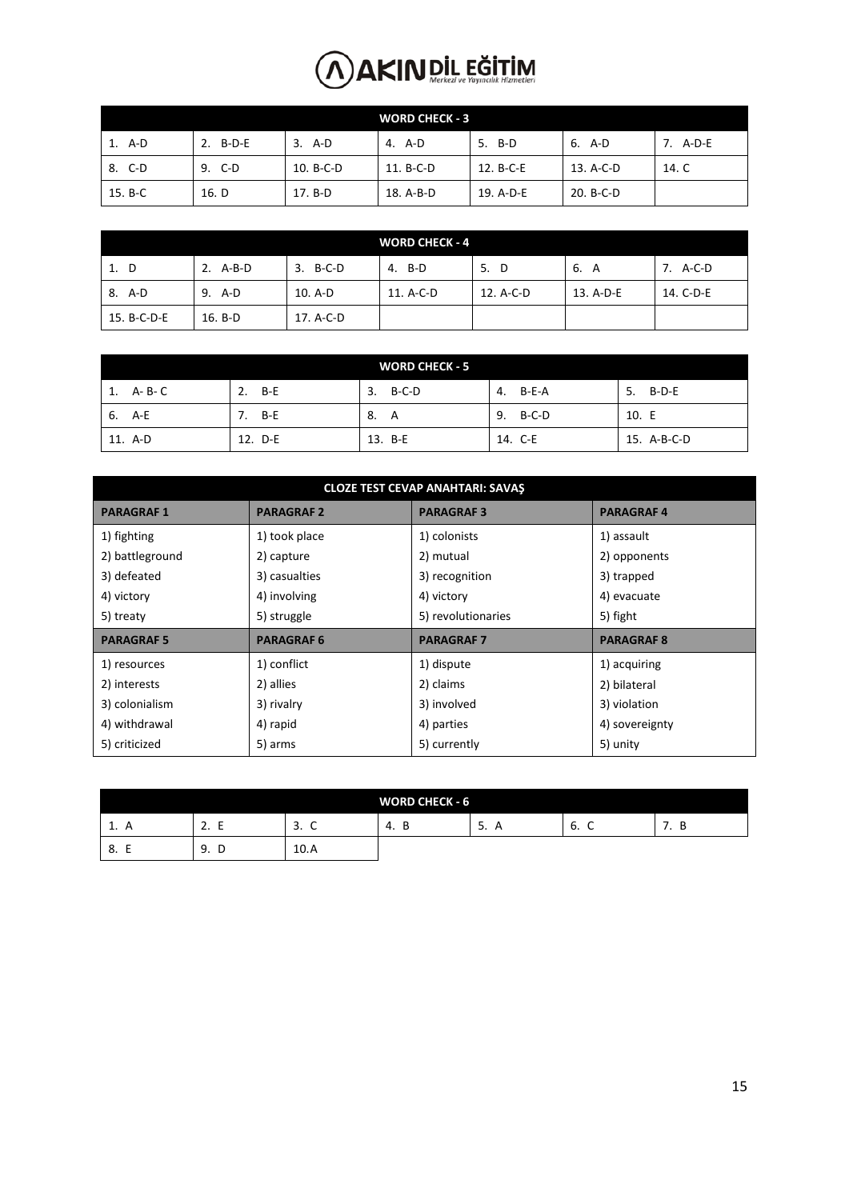| WORD CHECK - 3 | | | | | | |
|---|---|---|---|---|---|---|
| 1. A-D | 2. B-D-E | 3. A-D | 4. A-D | 5. B-D | 6. A-D | 7. A-D-E |
| 8. C-D | 9. C-D | 10. B-C-D | 11. B-C-D | 12. B-C-E | 13. A-C-D | 14. C |
| 15. B-C | 16. D | 17. B-D | 18. A-B-D | 19. A-D-E | 20. B-C-D | |

| WORD CHECK - 4 | | | | | | |
|---|---|---|---|---|---|---|
| 1. D | 2. A-B-D | 3. B-C-D | 4. B-D | 5. D | 6. A | 7. A-C-D |
| 8. A-D | 9. A-D | 10. A-D | 11. A-C-D | 12. A-C-D | 13. A-D-E | 14. C-D-E |
| 15. B-C-D-E | 16. B-D | 17. A-C-D | | | | |

| WORD CHECK - 5 | | | | |
|---|---|---|---|---|
| 1. A- B- C | 2. B-E | 3. B-C-D | 4. B-E-A | 5. B-D-E |
| 6. A-E | 7. B-E | 8. A | 9. B-C-D | 10. E |
| 11. A-D | 12. D-E | 13. B-E | 14. C-E | 15. A-B-C-D |

| CLOZE TEST CEVAP ANAHTARI: SAVAŞ | | | |
|---|---|---|---|
| **PARAGRAF 1** | **PARAGRAF 2** | **PARAGRAF 3** | **PARAGRAF 4** |
| 1) fighting<br>2) battleground<br>3) defeated<br>4) victory<br>5) treaty | 1) took place<br>2) capture<br>3) casualties<br>4) involving<br>5) struggle | 1) colonists<br>2) mutual<br>3) recognition<br>4) victory<br>5) revolutionaries | 1) assault<br>2) opponents<br>3) trapped<br>4) evacuate<br>5) fight |
| **PARAGRAF 5** | **PARAGRAF 6** | **PARAGRAF 7** | **PARAGRAF 8** |
| 1) resources<br>2) interests<br>3) colonialism<br>4) withdrawal<br>5) criticized | 1) conflict<br>2) allies<br>3) rivalry<br>4) rapid<br>5) arms | 1) dispute<br>2) claims<br>3) involved<br>4) parties<br>5) currently | 1) acquiring<br>2) bilateral<br>3) violation<br>4) sovereignty<br>5) unity |

| WORD CHECK - 6 | | | | | | |
|---|---|---|---|---|---|---|
| 1. A | 2. E | 3. C | 4. B | 5. A | 6. C | 7. B |
| 8. E | 9. D | 10.A | | | | |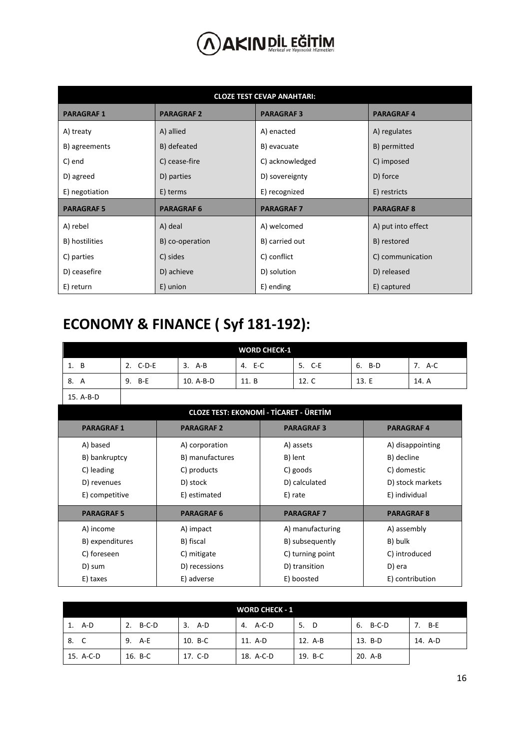| CLOZE TEST CEVAP ANAHTARI: | | | |
|---|---|---|---|
| **PARAGRAF 1** | **PARAGRAF 2** | **PARAGRAF 3** | **PARAGRAF 4** |
| A) treaty | A) allied | A) enacted | A) regulates |
| B) agreements | B) defeated | B) evacuate | B) permitted |
| C) end | C) cease-fire | C) acknowledged | C) imposed |
| D) agreed | D) parties | D) sovereignty | D) force |
| E) negotiation | E) terms | E) recognized | E) restricts |
| **PARAGRAF 5** | **PARAGRAF 6** | **PARAGRAF 7** | **PARAGRAF 8** |
| A) rebel | A) deal | A) welcomed | A) put into effect |
| B) hostilities | B) co-operation | B) carried out | B) restored |
| C) parties | C) sides | C) conflict | C) communication |
| D) ceasefire | D) achieve | D) solution | D) released |
| E) return | E) union | E) ending | E) captured |

# ECONOMY & FINANCE ( Syf 181-192):

| WORD CHECK-1 | | | | | | |
|---|---|---|---|---|---|---|
| 1. B | 2. C-D-E | 3. A-B | 4. E-C | 5. C-E | 6. B-D | 7. A-C |
| 8. A | 9. B-E | 10. A-B-D | 11. B | 12. C | 13. E | 14. A |
| 15. A-B-D | | | | | | |

| CLOZE TEST: EKONOMİ - TİCARET - ÜRETİM | | | |
|---|---|---|---|
| **PARAGRAF 1** | **PARAGRAF 2** | **PARAGRAF 3** | **PARAGRAF 4** |
| A) based | A) corporation | A) assets | A) disappointing |
| B) bankruptcy | B) manufactures | B) lent | B) decline |
| C) leading | C) products | C) goods | C) domestic |
| D) revenues | D) stock | D) calculated | D) stock markets |
| E) competitive | E) estimated | E) rate | E) individual |
| **PARAGRAF 5** | **PARAGRAF 6** | **PARAGRAF 7** | **PARAGRAF 8** |
| A) income | A) impact | A) manufacturing | A) assembly |
| B) expenditures | B) fiscal | B) subsequently | B) bulk |
| C) foreseen | C) mitigate | C) turning point | C) introduced |
| D) sum | D) recessions | D) transition | D) era |
| E) taxes | E) adverse | E) boosted | E) contribution |

| WORD CHECK - 1 | | | | | | |
|---|---|---|---|---|---|---|
| 1. A-D | 2. B-C-D | 3. A-D | 4. A-C-D | 5. D | 6. B-C-D | 7. B-E |
| 8. C | 9. A-E | 10. B-C | 11. A-D | 12. A-B | 13. B-D | 14. A-D |
| 15. A-C-D | 16. B-C | 17. C-D | 18. A-C-D | 19. B-C | 20. A-B | |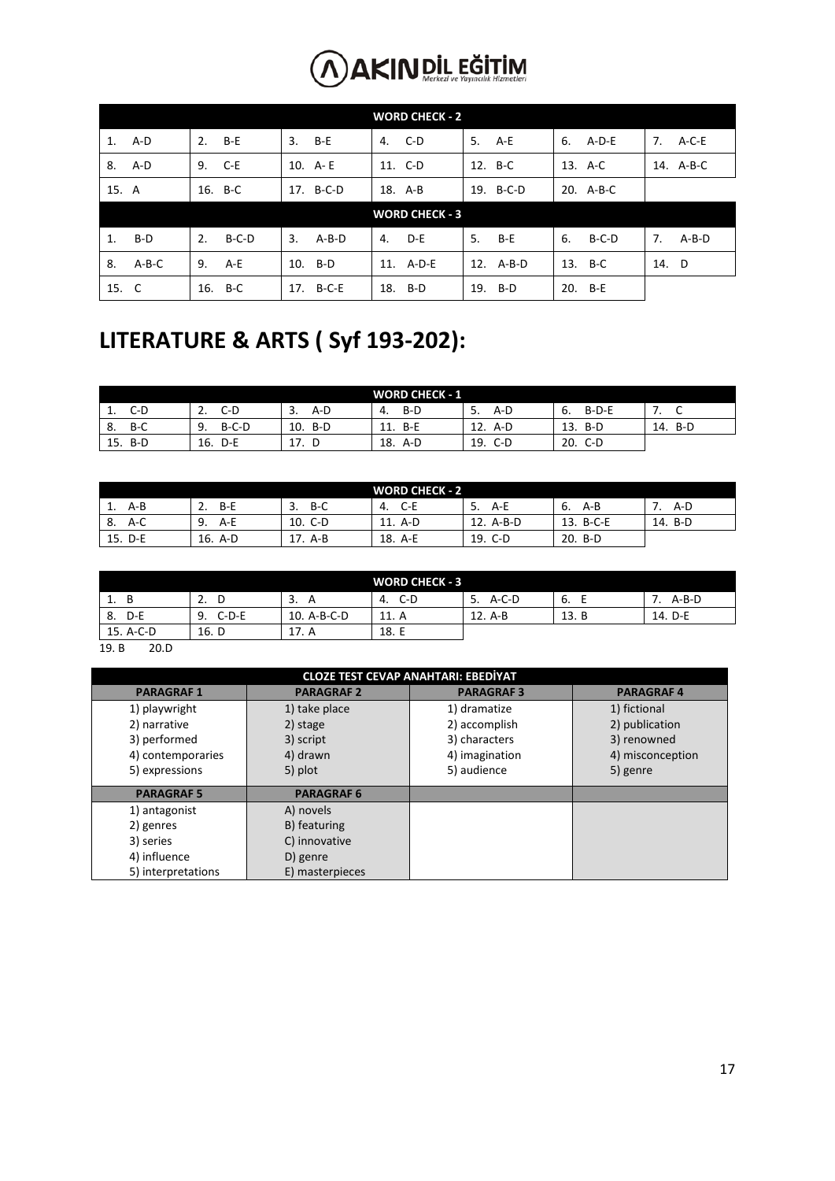| WORD CHECK - 2 | | | | | | |
|---|---|---|---|---|---|---|
| 1. A-D | 2. B-E | 3. B-E | 4. C-D | 5. A-E | 6. A-D-E | 7. A-C-E |
| 8. A-D | 9. C-E | 10. A- E | 11. C-D | 12. B-C | 13. A-C | 14. A-B-C |
| 15. A | 16. B-C | 17. B-C-D | 18. A-B | 19. B-C-D | 20. A-B-C | |

| WORD CHECK - 3 | | | | | | |
|---|---|---|---|---|---|---|
| 1. B-D | 2. B-C-D | 3. A-B-D | 4. D-E | 5. B-E | 6. B-C-D | 7. A-B-D |
| 8. A-B-C | 9. A-E | 10. B-D | 11. A-D-E | 12. A-B-D | 13. B-C | 14. D |
| 15. C | 16. B-C | 17. B-C-E | 18. B-D | 19. B-D | 20. B-E | |

# LITERATURE & ARTS ( Syf 193-202):

| WORD CHECK - 1 | | | | | | |
|---|---|---|---|---|---|---|
| 1. C-D | 2. C-D | 3. A-D | 4. B-D | 5. A-D | 6. B-D-E | 7. C |
| 8. B-C | 9. B-C-D | 10. B-D | 11. B-E | 12. A-D | 13. B-D | 14. B-D |
| 15. B-D | 16. D-E | 17. D | 18. A-D | 19. C-D | 20. C-D | |

| WORD CHECK - 2 | | | | | | |
|---|---|---|---|---|---|---|
| 1. A-B | 2. B-E | 3. B-C | 4. C-E | 5. A-E | 6. A-B | 7. A-D |
| 8. A-C | 9. A-E | 10. C-D | 11. A-D | 12. A-B-D | 13. B-C-E | 14. B-D |
| 15. D-E | 16. A-D | 17. A-B | 18. A-E | 19. C-D | 20. B-D | |

| WORD CHECK - 3 | | | | | | |
|---|---|---|---|---|---|---|
| 1. B | 2. D | 3. A | 4. C-D | 5. A-C-D | 6. E | 7. A-B-D |
| 8. D-E | 9. C-D-E | 10. A-B-C-D | 11. A | 12. A-B | 13. B | 14. D-E |
| 15. A-C-D | 16. D | 17. A | 18. E | | | |

19. B 20. D

| CLOZE TEST CEVAP ANAHTARI: EBEDİYAT | | | |
|---|---|---|---|
| **PARAGRAF 1** | **PARAGRAF 2** | **PARAGRAF 3** | **PARAGRAF 4** |
| 1) playwright<br>2) narrative<br>3) performed<br>4) contemporaries<br>5) expressions | 1) take place<br>2) stage<br>3) script<br>4) drawn<br>5) plot | 1) dramatize<br>2) accomplish<br>3) characters<br>4) imagination<br>5) audience | 1) fictional<br>2) publication<br>3) renowned<br>4) misconception<br>5) genre |
| **PARAGRAF 5** | **PARAGRAF 6** | | |
| 1) antagonist<br>2) genres<br>3) series<br>4) influence<br>5) interpretations | A) novels<br>B) featuring<br>C) innovative<br>D) genre<br>E) masterpieces | | |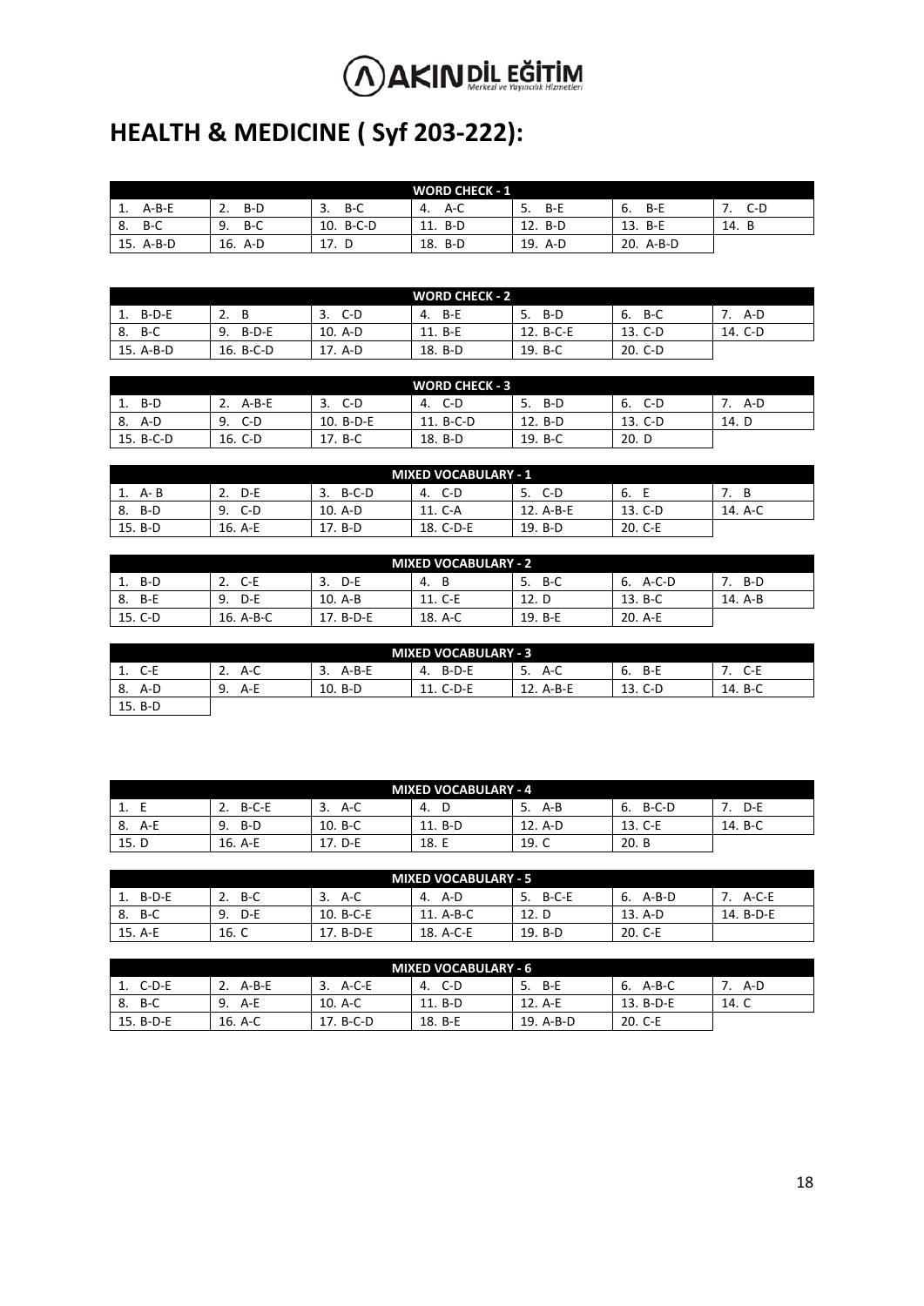# HEALTH & MEDICINE ( Syf 203-222):

| WORD CHECK - 1 | | | | | | |
|---|---|---|---|---|---|---|
| 1. A-B-E | 2. B-D | 3. B-C | 4. A-C | 5. B-E | 6. B-E | 7. C-D |
| 8. B-C | 9. B-C | 10. B-C-D | 11. B-D | 12. B-D | 13. B-E | 14. B |
| 15. A-B-D | 16. A-D | 17. D | 18. B-D | 19. A-D | 20. A-B-D | |

| WORD CHECK - 2 | | | | | | |
|---|---|---|---|---|---|---|
| 1. B-D-E | 2. B | 3. C-D | 4. B-E | 5. B-D | 6. B-C | 7. A-D |
| 8. B-C | 9. B-D-E | 10. A-D | 11. B-E | 12. B-C-E | 13. C-D | 14. C-D |
| 15. A-B-D | 16. B-C-D | 17. A-D | 18. B-D | 19. B-C | 20. C-D | |

| WORD CHECK - 3 | | | | | | |
|---|---|---|---|---|---|---|
| 1. B-D | 2. A-B-E | 3. C-D | 4. C-D | 5. B-D | 6. C-D | 7. A-D |
| 8. A-D | 9. C-D | 10. B-D-E | 11. B-C-D | 12. B-D | 13. C-D | 14. D |
| 15. B-C-D | 16. C-D | 17. B-C | 18. B-D | 19. B-C | 20. D | |

| MIXED VOCABULARY - 1 | | | | | | |
|---|---|---|---|---|---|---|
| 1. A- B | 2. D-E | 3. B-C-D | 4. C-D | 5. C-D | 6. E | 7. B |
| 8. B-D | 9. C-D | 10. A-D | 11. C-A | 12. A-B-E | 13. C-D | 14. A-C |
| 15. B-D | 16. A-E | 17. B-D | 18. C-D-E | 19. B-D | 20. C-E | |

| MIXED VOCABULARY - 2 | | | | | | |
|---|---|---|---|---|---|---|
| 1. B-D | 2. C-E | 3. D-E | 4. B | 5. B-C | 6. A-C-D | 7. B-D |
| 8. B-E | 9. D-E | 10. A-B | 11. C-E | 12. D | 13. B-C | 14. A-B |
| 15. C-D | 16. A-B-C | 17. B-D-E | 18. A-C | 19. B-E | 20. A-E | |

| MIXED VOCABULARY - 3 | | | | | | |
|---|---|---|---|---|---|---|
| 1. C-E | 2. A-C | 3. A-B-E | 4. B-D-E | 5. A-C | 6. B-E | 7. C-E |
| 8. A-D | 9. A-E | 10. B-D | 11. C-D-E | 12. A-B-E | 13. C-D | 14. B-C |
| 15. B-D | | | | | | |

| MIXED VOCABULARY - 4 | | | | | | |
|---|---|---|---|---|---|---|
| 1. E | 2. B-C-E | 3. A-C | 4. D | 5. A-B | 6. B-C-D | 7. D-E |
| 8. A-E | 9. B-D | 10. B-C | 11. B-D | 12. A-D | 13. C-E | 14. B-C |
| 15. D | 16. A-E | 17. D-E | 18. E | 19. C | 20. B | |

| MIXED VOCABULARY - 5 | | | | | | |
|---|---|---|---|---|---|---|
| 1. B-D-E | 2. B-C | 3. A-C | 4. A-D | 5. B-C-E | 6. A-B-D | 7. A-C-E |
| 8. B-C | 9. D-E | 10. B-C-E | 11. A-B-C | 12. D | 13. A-D | 14. B-D-E |
| 15. A-E | 16. C | 17. B-D-E | 18. A-C-E | 19. B-D | 20. C-E | |

| MIXED VOCABULARY - 6 | | | | | | |
|---|---|---|---|---|---|---|
| 1. C-D-E | 2. A-B-E | 3. A-C-E | 4. C-D | 5. B-E | 6. A-B-C | 7. A-D |
| 8. B-C | 9. A-E | 10. A-C | 11. B-D | 12. A-E | 13. B-D-E | 14. C |
| 15. B-D-E | 16. A-C | 17. B-C-D | 18. B-E | 19. A-B-D | 20. C-E | |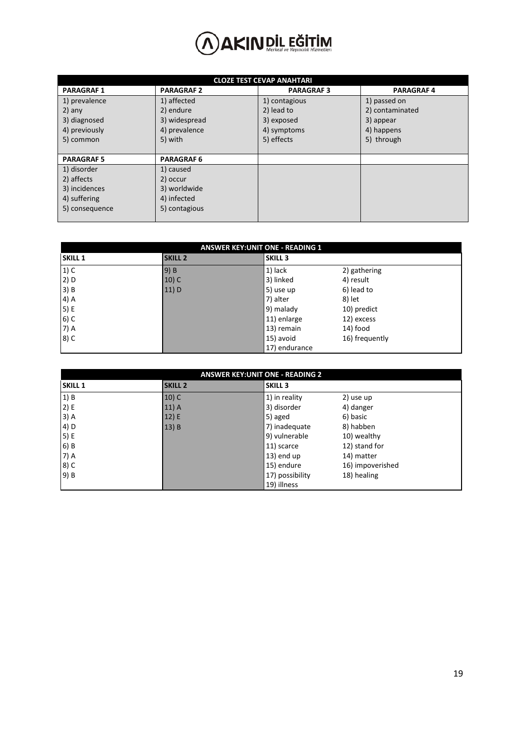## CLOZE TEST CEVAP ANAHTARI

| PARAGRAF 1 | PARAGRAF 2 | PARAGRAF 3 | PARAGRAF 4 |
|---|---|---|---|
| 1) prevalence<br>2) any<br>3) diagnosed<br>4) previously<br>5) common | 1) affected<br>2) endure<br>3) widespread<br>4) prevalence<br>5) with | 1) contagious<br>2) lead to<br>3) exposed<br>4) symptoms<br>5) effects | 1) passed on<br>2) contaminated<br>3) appear<br>4) happens<br>5) through |
| **PARAGRAF 5** | **PARAGRAF 6** | | |
| 1) disorder<br>2) affects<br>3) incidences<br>4) suffering<br>5) consequence | 1) caused<br>2) occur<br>3) worldwide<br>4) infected<br>5) contagious | | |

## ANSWER KEY:UNIT ONE - READING 1

| SKILL 1 | SKILL 2 | SKILL 3 | |
|---|---|---|---|
| 1) C | 9) B | 1) lack | 2) gathering |
| 2) D | 10) C | 3) linked | 4) result |
| 3) B | 11) D | 5) use up | 6) lead to |
| 4) A | | 7) alter | 8) let |
| 5) E | | 9) malady | 10) predict |
| 6) C | | 11) enlarge | 12) excess |
| 7) A | | 13) remain | 14) food |
| 8) C | | 15) avoid | 16) frequently |
| | | 17) endurance | |

## ANSWER KEY:UNIT ONE - READING 2

| SKILL 1 | SKILL 2 | SKILL 3 | |
|---|---|---|---|
| 1) B | 10) C | 1) in reality | 2) use up |
| 2) E | 11) A | 3) disorder | 4) danger |
| 3) A | 12) E | 5) aged | 6) basic |
| 4) D | 13) B | 7) inadequate | 8) habben |
| 5) E | | 9) vulnerable | 10) wealthy |
| 6) B | | 11) scarce | 12) stand for |
| 7) A | | 13) end up | 14) matter |
| 8) C | | 15) endure | 16) impoverished |
| 9) B | | 17) possibility | 18) healing |
| | | 19) illness | |